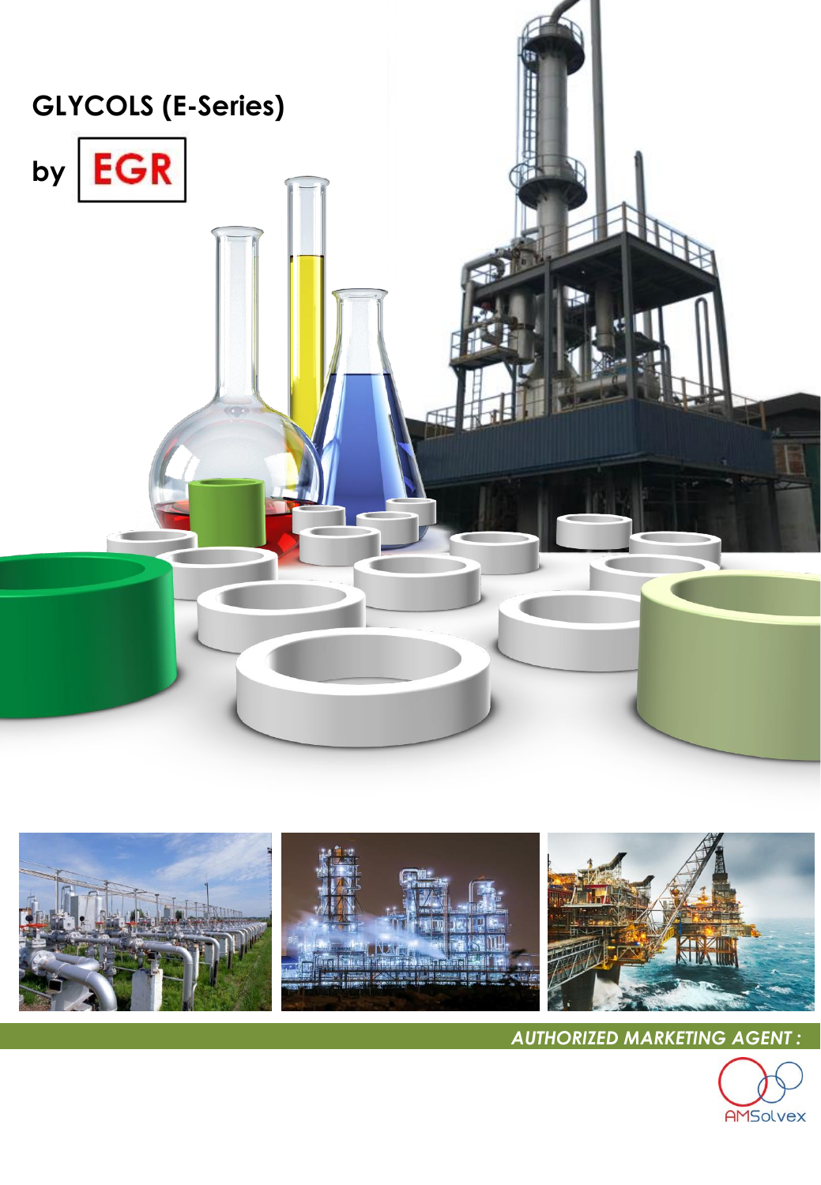# GLYCOLS (E-Series)

by EGR

*AUTHORIZED MARKETING AGENT :*

AMSolvex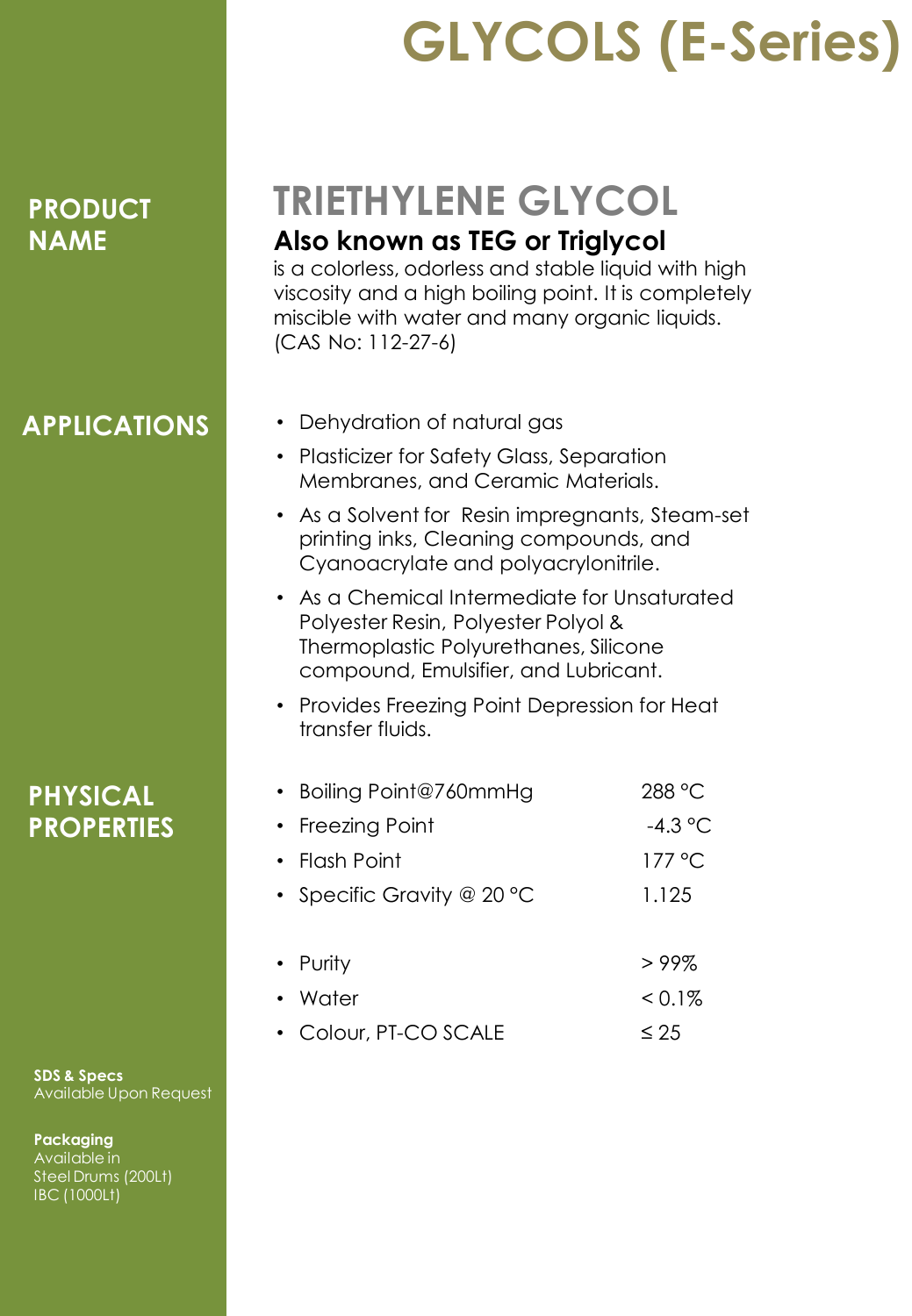# GLYCOLS (E-Series)

## PRODUCT NAME

# TRIETHYLENE GLYCOL

### Also known as TEG or Triglycol

is a colorless, odorless and stable liquid with high viscosity and a high boiling point. It is completely miscible with water and many organic liquids. (CAS No: 112-27-6)

## APPLICATIONS

- Dehydration of natural gas
- Plasticizer for Safety Glass, Separation Membranes, and Ceramic Materials.
- As a Solvent for Resin impregnants, Steam-set printing inks, Cleaning compounds, and Cyanoacrylate and polyacrylonitrile.
- As a Chemical Intermediate for Unsaturated Polyester Resin, Polyester Polyol & Thermoplastic Polyurethanes, Silicone compound, Emulsifier, and Lubricant.
- Provides Freezing Point Depression for Heat transfer fluids.

## PHYSICAL PROPERTIES

| Property | Value |
|---|---|
| Boiling Point@760mmHg | 288 °C |
| Freezing Point | -4.3 °C |
| Flash Point | 177 °C |
| Specific Gravity @ 20 °C | 1.125 |
| Purity | > 99% |
| Water | < 0.1% |
| Colour, PT-CO SCALE | ≤ 25 |

**SDS & Specs**
Available Upon Request

**Packaging**
Available in
Steel Drums (200Lt)
IBC (1000Lt)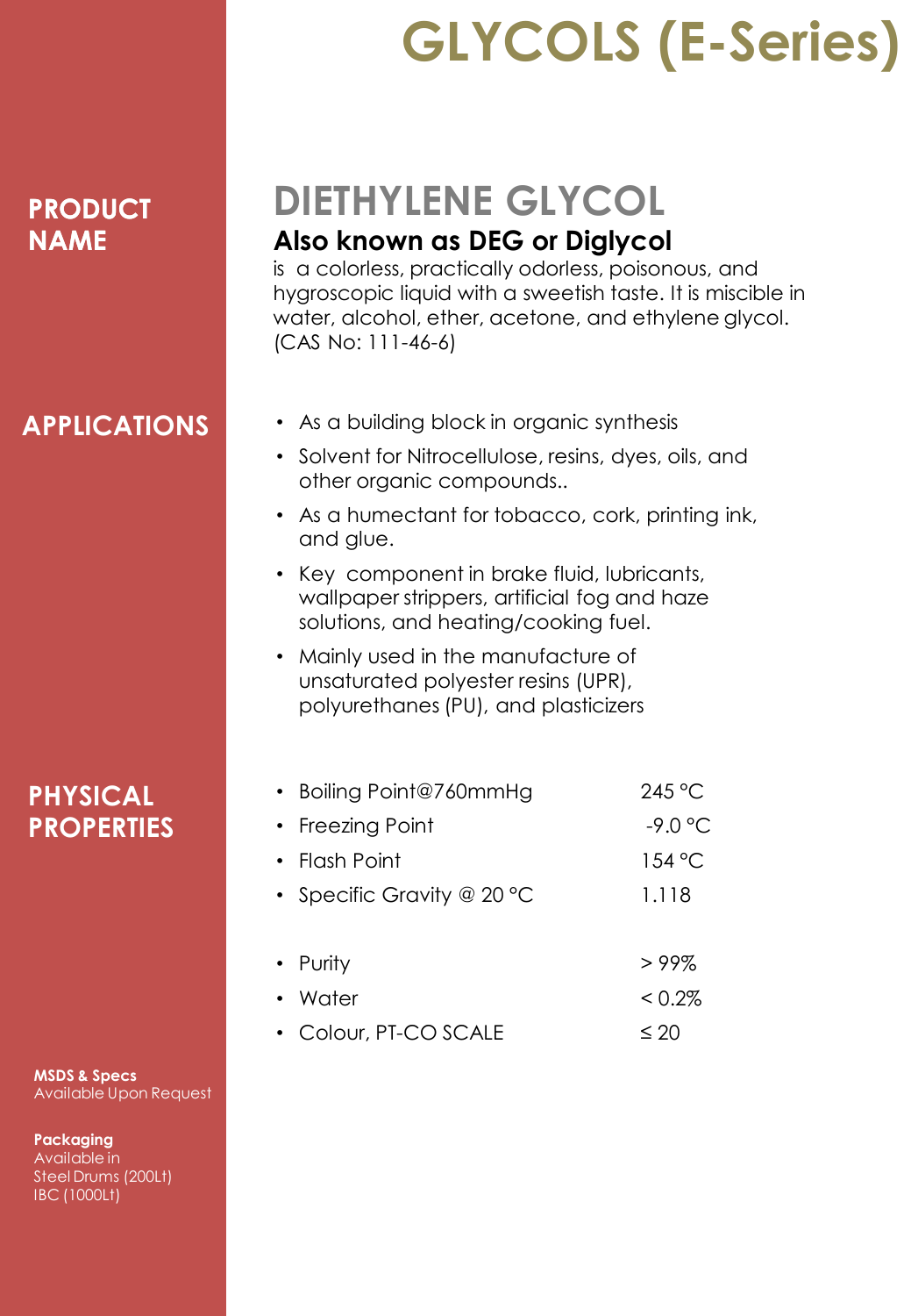# GLYCOLS (E-Series)

## PRODUCT NAME

## DIETHYLENE GLYCOL

### Also known as DEG or Diglycol

is a colorless, practically odorless, poisonous, and hygroscopic liquid with a sweetish taste. It is miscible in water, alcohol, ether, acetone, and ethylene glycol. (CAS No: 111-46-6)

## APPLICATIONS

- As a building block in organic synthesis
- Solvent for Nitrocellulose, resins, dyes, oils, and other organic compounds..
- As a humectant for tobacco, cork, printing ink, and glue.
- Key component in brake fluid, lubricants, wallpaper strippers, artificial fog and haze solutions, and heating/cooking fuel.
- Mainly used in the manufacture of unsaturated polyester resins (UPR), polyurethanes (PU), and plasticizers

## PHYSICAL PROPERTIES

| Property | Value |
| --- | --- |
| Boiling Point@760mmHg | 245 °C |
| Freezing Point | -9.0 °C |
| Flash Point | 154 °C |
| Specific Gravity @ 20 °C | 1.118 |
| Purity | > 99% |
| Water | < 0.2% |
| Colour, PT-CO SCALE | ≤ 20 |

**MSDS & Specs**
Available Upon Request

**Packaging**
Available in
Steel Drums (200Lt)
IBC (1000Lt)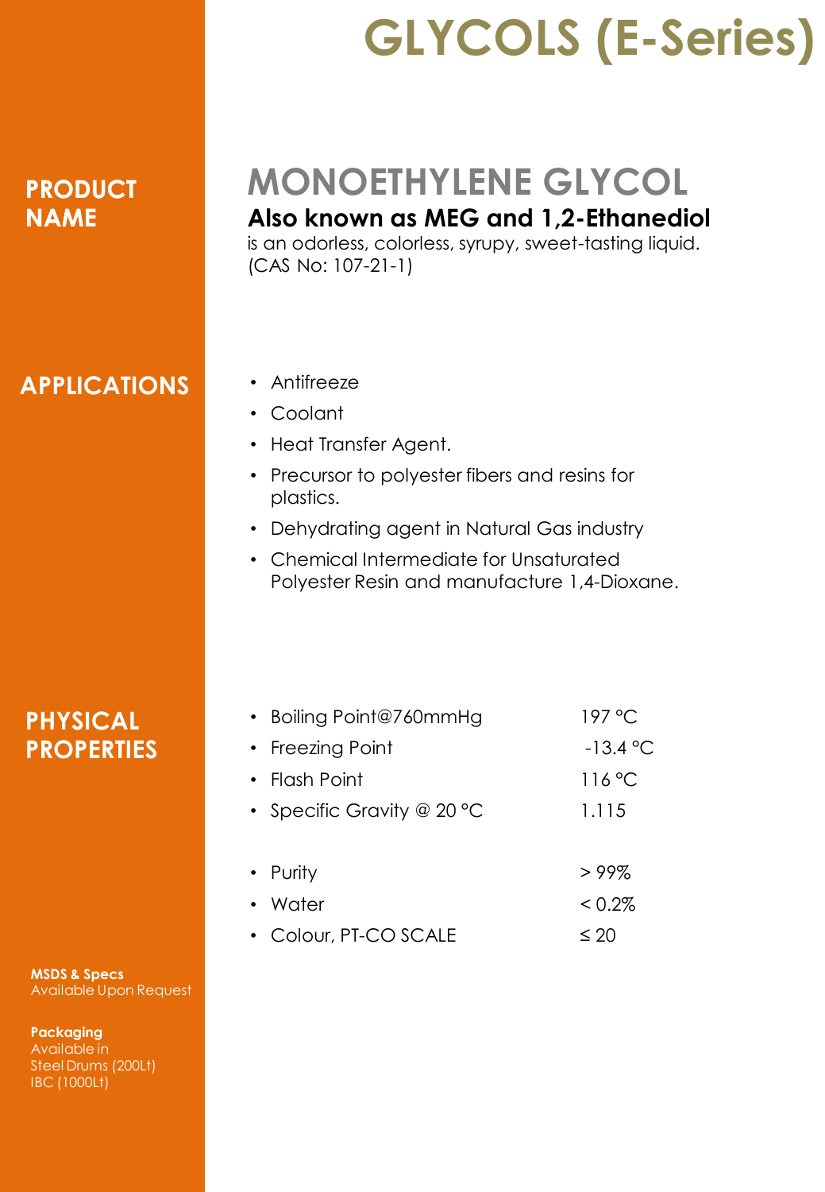# GLYCOLS (E-Series)

## PRODUCT NAME

## MONOETHYLENE GLYCOL

**Also known as MEG and 1,2-Ethanediol**

is an odorless, colorless, syrupy, sweet-tasting liquid. (CAS No: 107-21-1)

## APPLICATIONS

- Antifreeze
- Coolant
- Heat Transfer Agent.
- Precursor to polyester fibers and resins for plastics.
- Dehydrating agent in Natural Gas industry
- Chemical Intermediate for Unsaturated Polyester Resin and manufacture 1,4-Dioxane.

## PHYSICAL PROPERTIES

| Property | Value |
| --- | --- |
| Boiling Point@760mmHg | 197 °C |
| Freezing Point | -13.4 °C |
| Flash Point | 116 °C |
| Specific Gravity @ 20 °C | 1.115 |
| Purity | > 99% |
| Water | < 0.2% |
| Colour, PT-CO SCALE | ≤ 20 |

**MSDS & Specs**
Available Upon Request

**Packaging**
Available in
Steel Drums (200Lt)
IBC (1000Lt)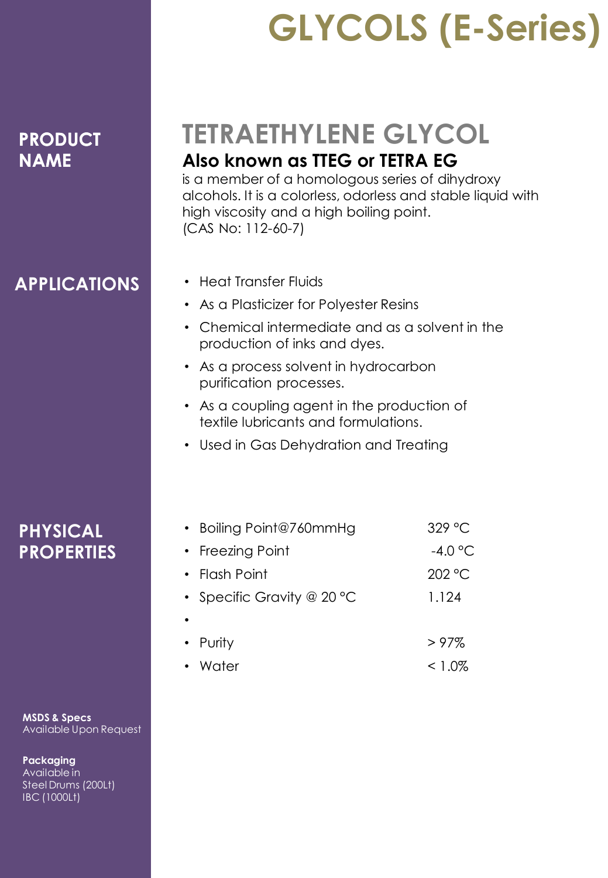# GLYCOLS (E-Series)

## PRODUCT NAME

## TETRAETHYLENE GLYCOL

### Also known as TTEG or TETRA EG

is a member of a homologous series of dihydroxy alcohols. It is a colorless, odorless and stable liquid with high viscosity and a high boiling point.
(CAS No: 112-60-7)

## APPLICATIONS

- Heat Transfer Fluids
- As a Plasticizer for Polyester Resins
- Chemical intermediate and as a solvent in the production of inks and dyes.
- As a process solvent in hydrocarbon purification processes.
- As a coupling agent in the production of textile lubricants and formulations.
- Used in Gas Dehydration and Treating

## PHYSICAL PROPERTIES

| Property | Value |
| --- | --- |
| Boiling Point@760mmHg | 329 °C |
| Freezing Point | -4.0 °C |
| Flash Point | 202 °C |
| Specific Gravity @ 20 °C | 1.124 |
| | |
| Purity | > 97% |
| Water | < 1.0% |

**MSDS & Specs**
Available Upon Request

**Packaging**
Available in
Steel Drums (200Lt)
IBC (1000Lt)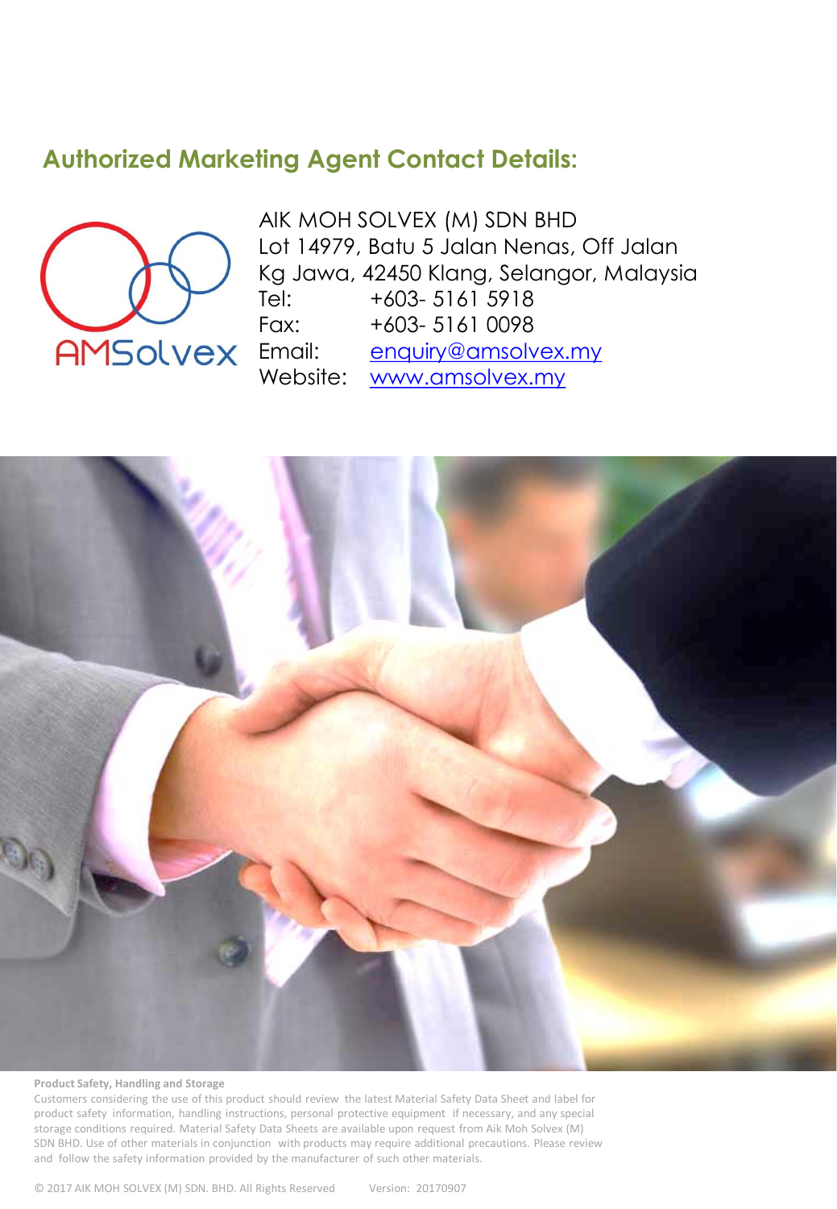## Authorized Marketing Agent Contact Details:

AMSolvex

AIK MOH SOLVEX (M) SDN BHD
Lot 14979, Batu 5 Jalan Nenas, Off Jalan
Kg Jawa, 42450 Klang, Selangor, Malaysia

Tel: +603- 5161 5918
Fax: +603- 5161 0098
Email: enquiry@amsolvex.my
Website: www.amsolvex.my

**Product Safety, Handling and Storage**

Customers considering the use of this product should review the latest Material Safety Data Sheet and label for product safety information, handling instructions, personal protective equipment if necessary, and any special storage conditions required. Material Safety Data Sheets are available upon request from Aik Moh Solvex (M) SDN BHD. Use of other materials in conjunction with products may require additional precautions. Please review and follow the safety information provided by the manufacturer of such other materials.

© 2017 AIK MOH SOLVEX (M) SDN. BHD. All Rights Reserved Version: 20170907